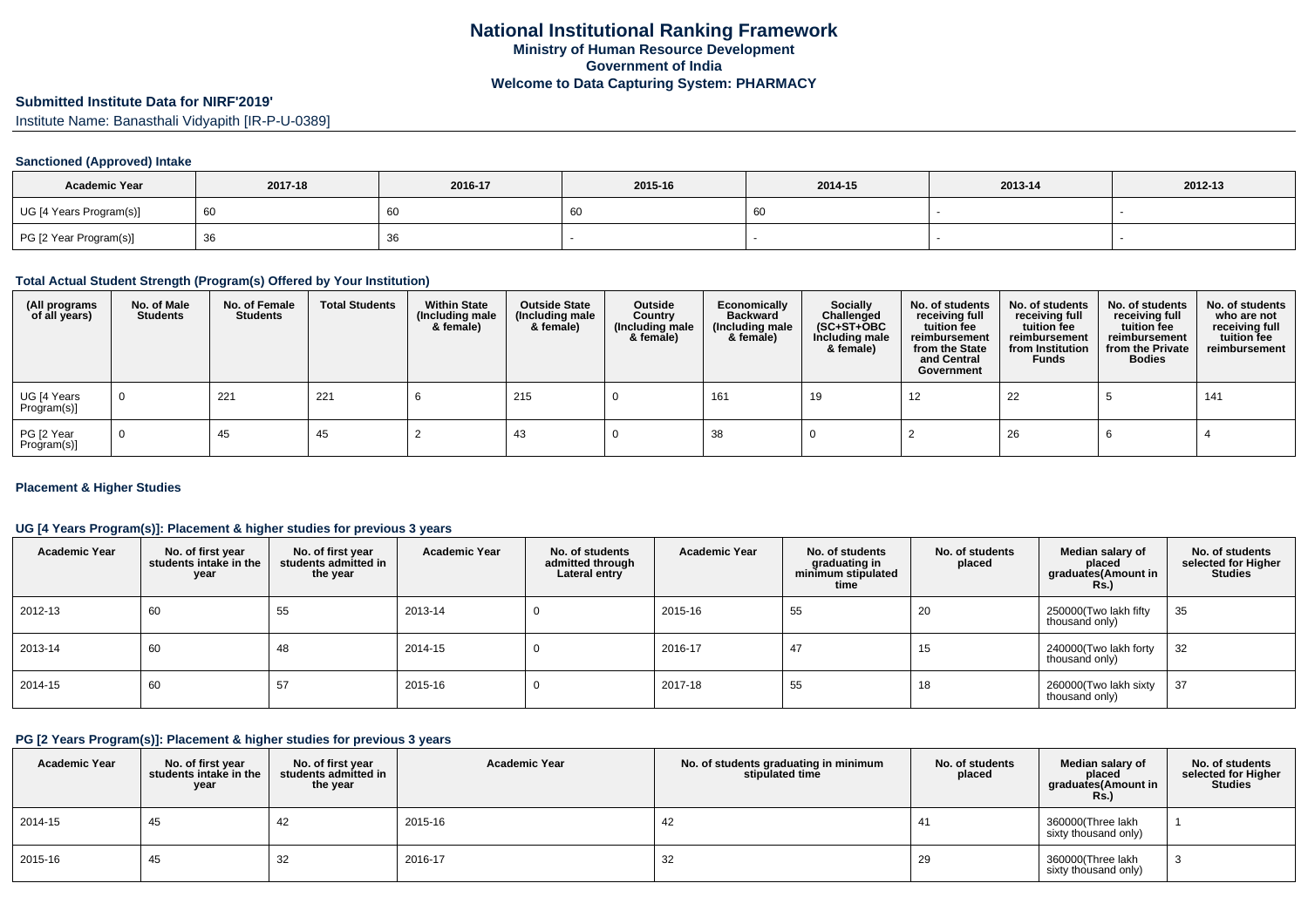# National Institutional Ranking Framework

**Ministry of Human Resource Development**

**Government of India**

**Welcome to Data Capturing System: PHARMACY**

## Submitted Institute Data for NIRF'2019'

Institute Name: Banasthali Vidyapith [IR-P-U-0389]

### Sanctioned (Approved) Intake

| Academic Year | 2017-18 | 2016-17 | 2015-16 | 2014-15 | 2013-14 | 2012-13 |
|---|---|---|---|---|---|---|
| UG [4 Years Program(s)] | 60 | 60 | 60 | 60 | - | - |
| PG [2 Year Program(s)] | 36 | 36 | - | - | - | - |

### Total Actual Student Strength (Program(s) Offered by Your Institution)

| (All programs of all years) | No. of Male Students | No. of Female Students | Total Students | Within State (Including male & female) | Outside State (Including male & female) | Outside Country (Including male & female) | Economically Backward (Including male & female) | Socially Challenged (SC+ST+OBC Including male & female) | No. of students receiving full tuition fee reimbursement from the State and Central Government | No. of students receiving full tuition fee reimbursement from Institution Funds | No. of students receiving full tuition fee reimbursement from the Private Bodies | No. of students who are not receiving full tuition fee reimbursement |
|---|---|---|---|---|---|---|---|---|---|---|---|---|
| UG [4 Years Program(s)] | 0 | 221 | 221 | 6 | 215 | 0 | 161 | 19 | 12 | 22 | 5 | 141 |
| PG [2 Year Program(s)] | 0 | 45 | 45 | 2 | 43 | 0 | 38 | 0 | 2 | 26 | 6 | 4 |

### Placement & Higher Studies

#### UG [4 Years Program(s)]: Placement & higher studies for previous 3 years

| Academic Year | No. of first year students intake in the year | No. of first year students admitted in the year | Academic Year | No. of students admitted through Lateral entry | Academic Year | No. of students graduating in minimum stipulated time | No. of students placed | Median salary of placed graduates(Amount in Rs.) | No. of students selected for Higher Studies |
|---|---|---|---|---|---|---|---|---|---|
| 2012-13 | 60 | 55 | 2013-14 | 0 | 2015-16 | 55 | 20 | 250000(Two lakh fifty thousand only) | 35 |
| 2013-14 | 60 | 48 | 2014-15 | 0 | 2016-17 | 47 | 15 | 240000(Two lakh forty thousand only) | 32 |
| 2014-15 | 60 | 57 | 2015-16 | 0 | 2017-18 | 55 | 18 | 260000(Two lakh sixty thousand only) | 37 |

#### PG [2 Years Program(s)]: Placement & higher studies for previous 3 years

| Academic Year | No. of first year students intake in the year | No. of first year students admitted in the year | Academic Year | No. of students graduating in minimum stipulated time | No. of students placed | Median salary of placed graduates(Amount in Rs.) | No. of students selected for Higher Studies |
|---|---|---|---|---|---|---|---|
| 2014-15 | 45 | 42 | 2015-16 | 42 | 41 | 360000(Three lakh sixty thousand only) | 1 |
| 2015-16 | 45 | 32 | 2016-17 | 32 | 29 | 360000(Three lakh sixty thousand only) | 3 |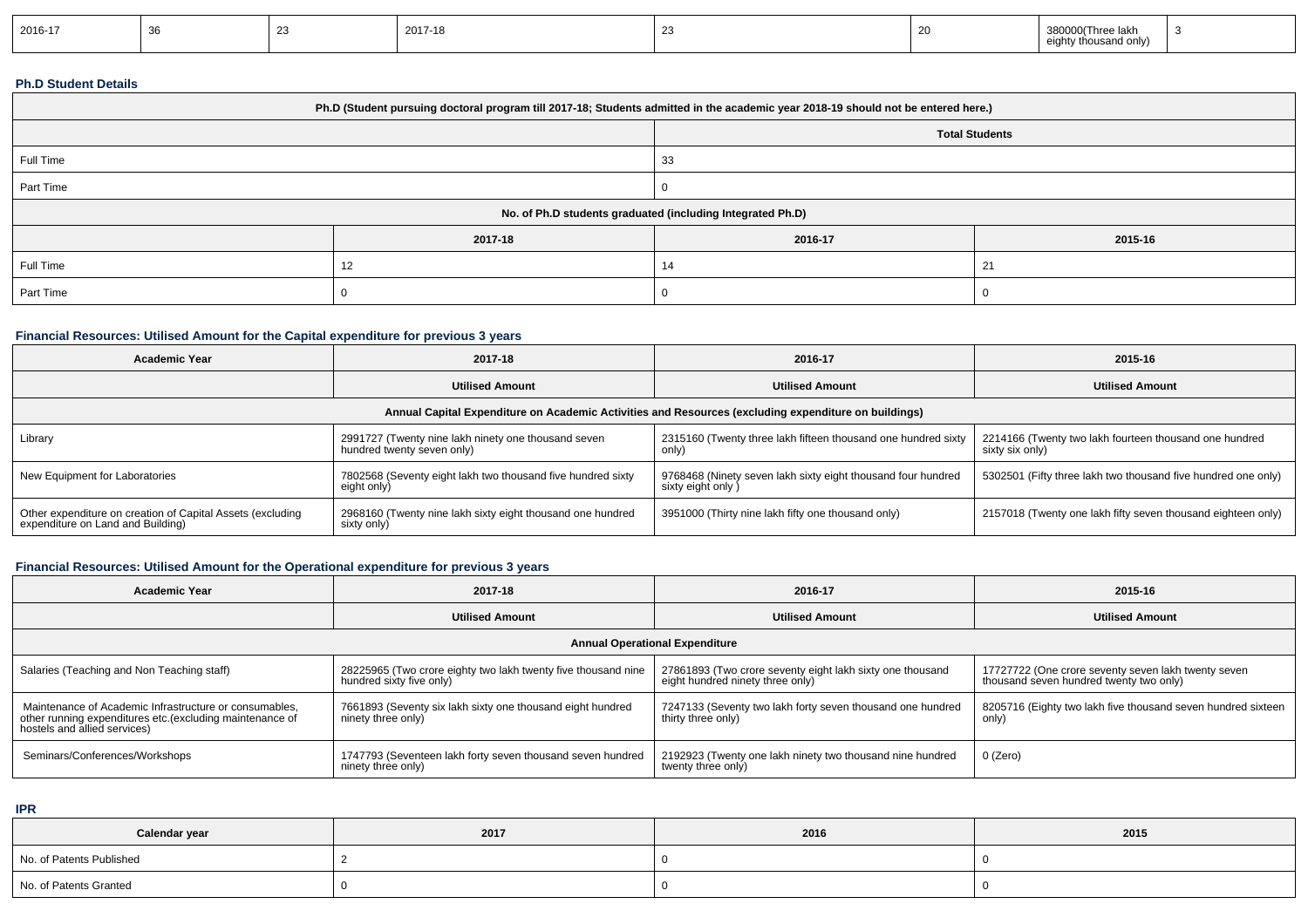| | | | | | | | |
|---|---|---|---|---|---|---|---|
| 2016-17 | 36 | 23 | 2017-18 | 23 | 20 | 380000(Three lakh eighty thousand only) | 3 |

**Ph.D Student Details**

| Ph.D (Student pursuing doctoral program till 2017-18; Students admitted in the academic year 2018-19 should not be entered here.) | | | |
|---|---|---|---|
| | | Total Students | |
| Full Time | | 33 | |
| Part Time | | 0 | |
| No. of Ph.D students graduated (including Integrated Ph.D) | | | |
| | 2017-18 | 2016-17 | 2015-16 |
| Full Time | 12 | 14 | 21 |
| Part Time | 0 | 0 | 0 |

**Financial Resources: Utilised Amount for the Capital expenditure for previous 3 years**

| Academic Year | 2017-18 | 2016-17 | 2015-16 |
|---|---|---|---|
| | Utilised Amount | Utilised Amount | Utilised Amount |
| Annual Capital Expenditure on Academic Activities and Resources (excluding expenditure on buildings) | | | |
| Library | 2991727 (Twenty nine lakh ninety one thousand seven hundred twenty seven only) | 2315160 (Twenty three lakh fifteen thousand one hundred sixty only) | 2214166 (Twenty two lakh fourteen thousand one hundred sixty six only) |
| New Equipment for Laboratories | 7802568 (Seventy eight lakh two thousand five hundred sixty eight only) | 9768468 (Ninety seven lakh sixty eight thousand four hundred sixty eight only ) | 5302501 (Fifty three lakh two thousand five hundred one only) |
| Other expenditure on creation of Capital Assets (excluding expenditure on Land and Building) | 2968160 (Twenty nine lakh sixty eight thousand one hundred sixty only) | 3951000 (Thirty nine lakh fifty one thousand only) | 2157018 (Twenty one lakh fifty seven thousand eighteen only) |

**Financial Resources: Utilised Amount for the Operational expenditure for previous 3 years**

| Academic Year | 2017-18 | 2016-17 | 2015-16 |
|---|---|---|---|
| | Utilised Amount | Utilised Amount | Utilised Amount |
| Annual Operational Expenditure | | | |
| Salaries (Teaching and Non Teaching staff) | 28225965 (Two crore eighty two lakh twenty five thousand nine hundred sixty five only) | 27861893 (Two crore seventy eight lakh sixty one thousand eight hundred ninety three only) | 17727722 (One crore seventy seven lakh twenty seven thousand seven hundred twenty two only) |
| Maintenance of Academic Infrastructure or consumables, other running expenditures etc.(excluding maintenance of hostels and allied services) | 7661893 (Seventy six lakh sixty one thousand eight hundred ninety three only) | 7247133 (Seventy two lakh forty seven thousand one hundred thirty three only) | 8205716 (Eighty two lakh five thousand seven hundred sixteen only) |
| Seminars/Conferences/Workshops | 1747793 (Seventeen lakh forty seven thousand seven hundred ninety three only) | 2192923 (Twenty one lakh ninety two thousand nine hundred twenty three only) | 0 (Zero) |

**IPR**

| Calendar year | 2017 | 2016 | 2015 |
|---|---|---|---|
| No. of Patents Published | 2 | 0 | 0 |
| No. of Patents Granted | 0 | 0 | 0 |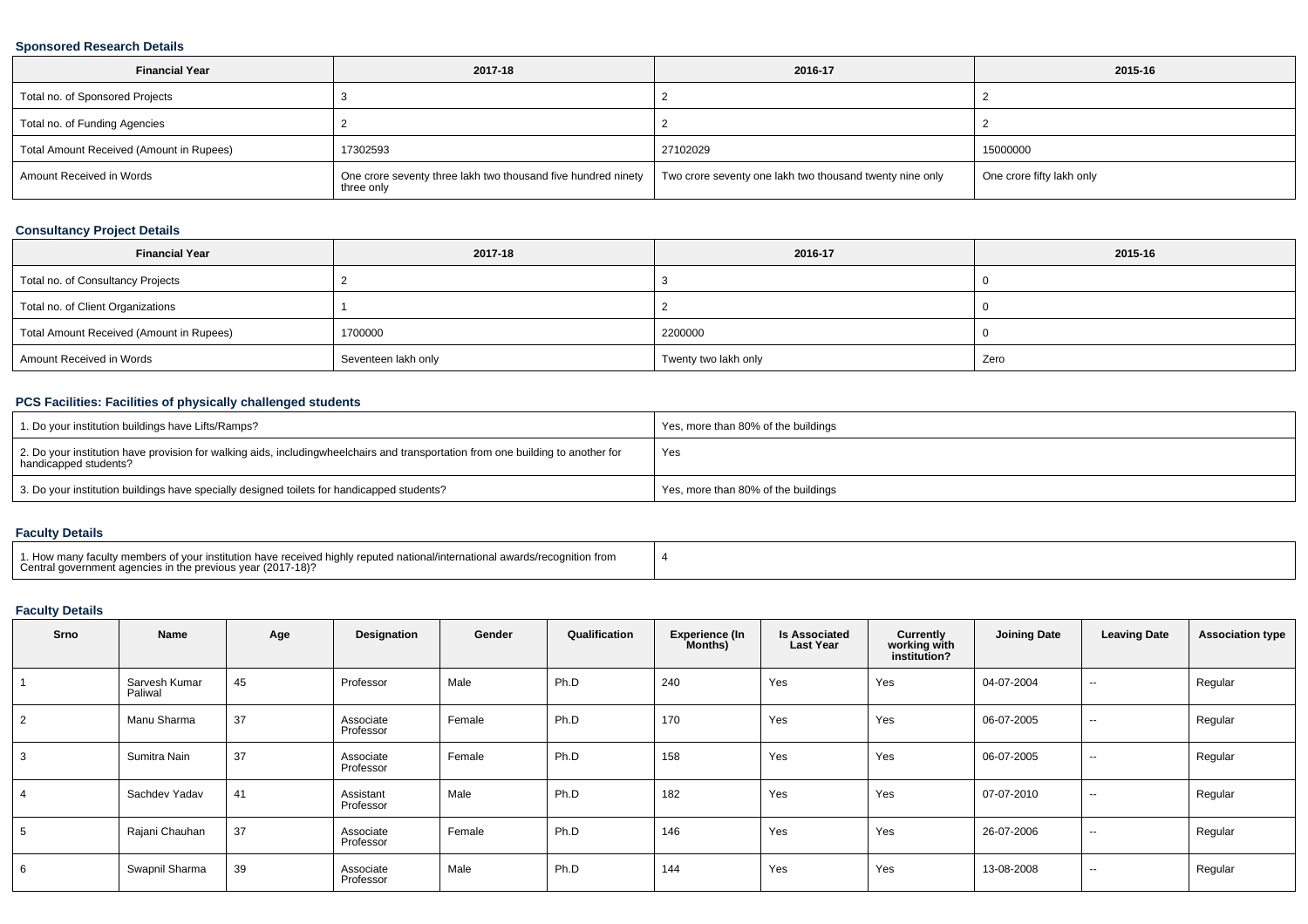### Sponsored Research Details

| Financial Year | 2017-18 | 2016-17 | 2015-16 |
|---|---|---|---|
| Total no. of Sponsored Projects | 3 | 2 | 2 |
| Total no. of Funding Agencies | 2 | 2 | 2 |
| Total Amount Received (Amount in Rupees) | 17302593 | 27102029 | 15000000 |
| Amount Received in Words | One crore seventy three lakh two thousand five hundred ninety three only | Two crore seventy one lakh two thousand twenty nine only | One crore fifty lakh only |

### Consultancy Project Details

| Financial Year | 2017-18 | 2016-17 | 2015-16 |
|---|---|---|---|
| Total no. of Consultancy Projects | 2 | 3 | 0 |
| Total no. of Client Organizations | 1 | 2 | 0 |
| Total Amount Received (Amount in Rupees) | 1700000 | 2200000 | 0 |
| Amount Received in Words | Seventeen lakh only | Twenty two lakh only | Zero |

### PCS Facilities: Facilities of physically challenged students

| | |
|---|---|
| 1. Do your institution buildings have Lifts/Ramps? | Yes, more than 80% of the buildings |
| 2. Do your institution have provision for walking aids, includingwheelchairs and transportation from one building to another for handicapped students? | Yes |
| 3. Do your institution buildings have specially designed toilets for handicapped students? | Yes, more than 80% of the buildings |

### Faculty Details

| | |
|---|---|
| 1. How many faculty members of your institution have received highly reputed national/international awards/recognition from Central government agencies in the previous year (2017-18)? | 4 |

### Faculty Details

| Srno | Name | Age | Designation | Gender | Qualification | Experience (In Months) | Is Associated Last Year | Currently working with institution? | Joining Date | Leaving Date | Association type |
|---|---|---|---|---|---|---|---|---|---|---|---|
| 1 | Sarvesh Kumar Paliwal | 45 | Professor | Male | Ph.D | 240 | Yes | Yes | 04-07-2004 | -- | Regular |
| 2 | Manu Sharma | 37 | Associate Professor | Female | Ph.D | 170 | Yes | Yes | 06-07-2005 | -- | Regular |
| 3 | Sumitra Nain | 37 | Associate Professor | Female | Ph.D | 158 | Yes | Yes | 06-07-2005 | -- | Regular |
| 4 | Sachdev Yadav | 41 | Assistant Professor | Male | Ph.D | 182 | Yes | Yes | 07-07-2010 | -- | Regular |
| 5 | Rajani Chauhan | 37 | Associate Professor | Female | Ph.D | 146 | Yes | Yes | 26-07-2006 | -- | Regular |
| 6 | Swapnil Sharma | 39 | Associate Professor | Male | Ph.D | 144 | Yes | Yes | 13-08-2008 | -- | Regular |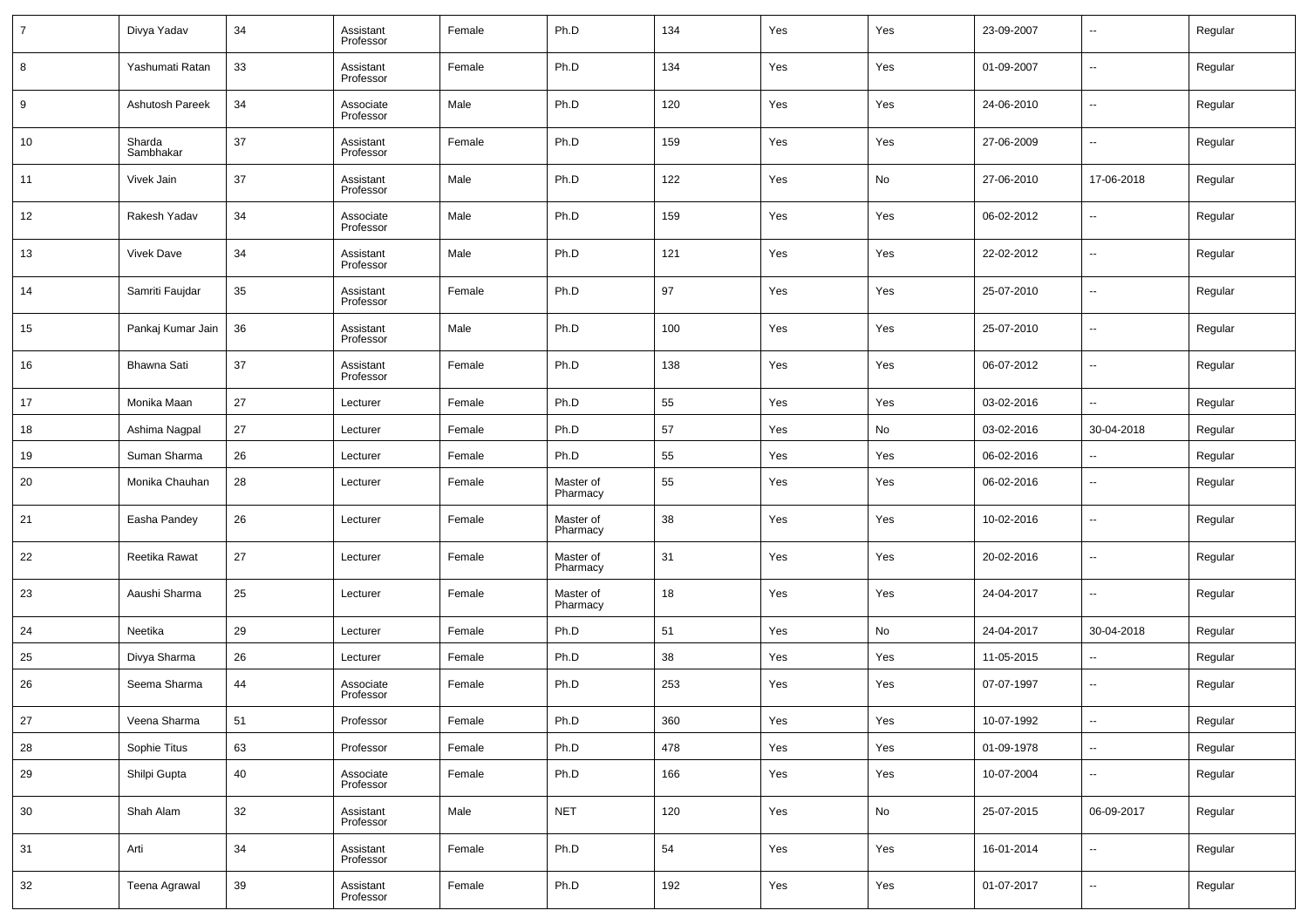| | | | | | | | | | | | |
|---|---|---|---|---|---|---|---|---|---|---|---|
| 7 | Divya Yadav | 34 | Assistant Professor | Female | Ph.D | 134 | Yes | Yes | 23-09-2007 | -- | Regular |
| 8 | Yashumati Ratan | 33 | Assistant Professor | Female | Ph.D | 134 | Yes | Yes | 01-09-2007 | -- | Regular |
| 9 | Ashutosh Pareek | 34 | Associate Professor | Male | Ph.D | 120 | Yes | Yes | 24-06-2010 | -- | Regular |
| 10 | Sharda Sambhakar | 37 | Assistant Professor | Female | Ph.D | 159 | Yes | Yes | 27-06-2009 | -- | Regular |
| 11 | Vivek Jain | 37 | Assistant Professor | Male | Ph.D | 122 | Yes | No | 27-06-2010 | 17-06-2018 | Regular |
| 12 | Rakesh Yadav | 34 | Associate Professor | Male | Ph.D | 159 | Yes | Yes | 06-02-2012 | -- | Regular |
| 13 | Vivek Dave | 34 | Assistant Professor | Male | Ph.D | 121 | Yes | Yes | 22-02-2012 | -- | Regular |
| 14 | Samriti Faujdar | 35 | Assistant Professor | Female | Ph.D | 97 | Yes | Yes | 25-07-2010 | -- | Regular |
| 15 | Pankaj Kumar Jain | 36 | Assistant Professor | Male | Ph.D | 100 | Yes | Yes | 25-07-2010 | -- | Regular |
| 16 | Bhawna Sati | 37 | Assistant Professor | Female | Ph.D | 138 | Yes | Yes | 06-07-2012 | -- | Regular |
| 17 | Monika Maan | 27 | Lecturer | Female | Ph.D | 55 | Yes | Yes | 03-02-2016 | -- | Regular |
| 18 | Ashima Nagpal | 27 | Lecturer | Female | Ph.D | 57 | Yes | No | 03-02-2016 | 30-04-2018 | Regular |
| 19 | Suman Sharma | 26 | Lecturer | Female | Ph.D | 55 | Yes | Yes | 06-02-2016 | -- | Regular |
| 20 | Monika Chauhan | 28 | Lecturer | Female | Master of Pharmacy | 55 | Yes | Yes | 06-02-2016 | -- | Regular |
| 21 | Easha Pandey | 26 | Lecturer | Female | Master of Pharmacy | 38 | Yes | Yes | 10-02-2016 | -- | Regular |
| 22 | Reetika Rawat | 27 | Lecturer | Female | Master of Pharmacy | 31 | Yes | Yes | 20-02-2016 | -- | Regular |
| 23 | Aaushi Sharma | 25 | Lecturer | Female | Master of Pharmacy | 18 | Yes | Yes | 24-04-2017 | -- | Regular |
| 24 | Neetika | 29 | Lecturer | Female | Ph.D | 51 | Yes | No | 24-04-2017 | 30-04-2018 | Regular |
| 25 | Divya Sharma | 26 | Lecturer | Female | Ph.D | 38 | Yes | Yes | 11-05-2015 | -- | Regular |
| 26 | Seema Sharma | 44 | Associate Professor | Female | Ph.D | 253 | Yes | Yes | 07-07-1997 | -- | Regular |
| 27 | Veena Sharma | 51 | Professor | Female | Ph.D | 360 | Yes | Yes | 10-07-1992 | -- | Regular |
| 28 | Sophie Titus | 63 | Professor | Female | Ph.D | 478 | Yes | Yes | 01-09-1978 | -- | Regular |
| 29 | Shilpi Gupta | 40 | Associate Professor | Female | Ph.D | 166 | Yes | Yes | 10-07-2004 | -- | Regular |
| 30 | Shah Alam | 32 | Assistant Professor | Male | NET | 120 | Yes | No | 25-07-2015 | 06-09-2017 | Regular |
| 31 | Arti | 34 | Assistant Professor | Female | Ph.D | 54 | Yes | Yes | 16-01-2014 | -- | Regular |
| 32 | Teena Agrawal | 39 | Assistant Professor | Female | Ph.D | 192 | Yes | Yes | 01-07-2017 | -- | Regular |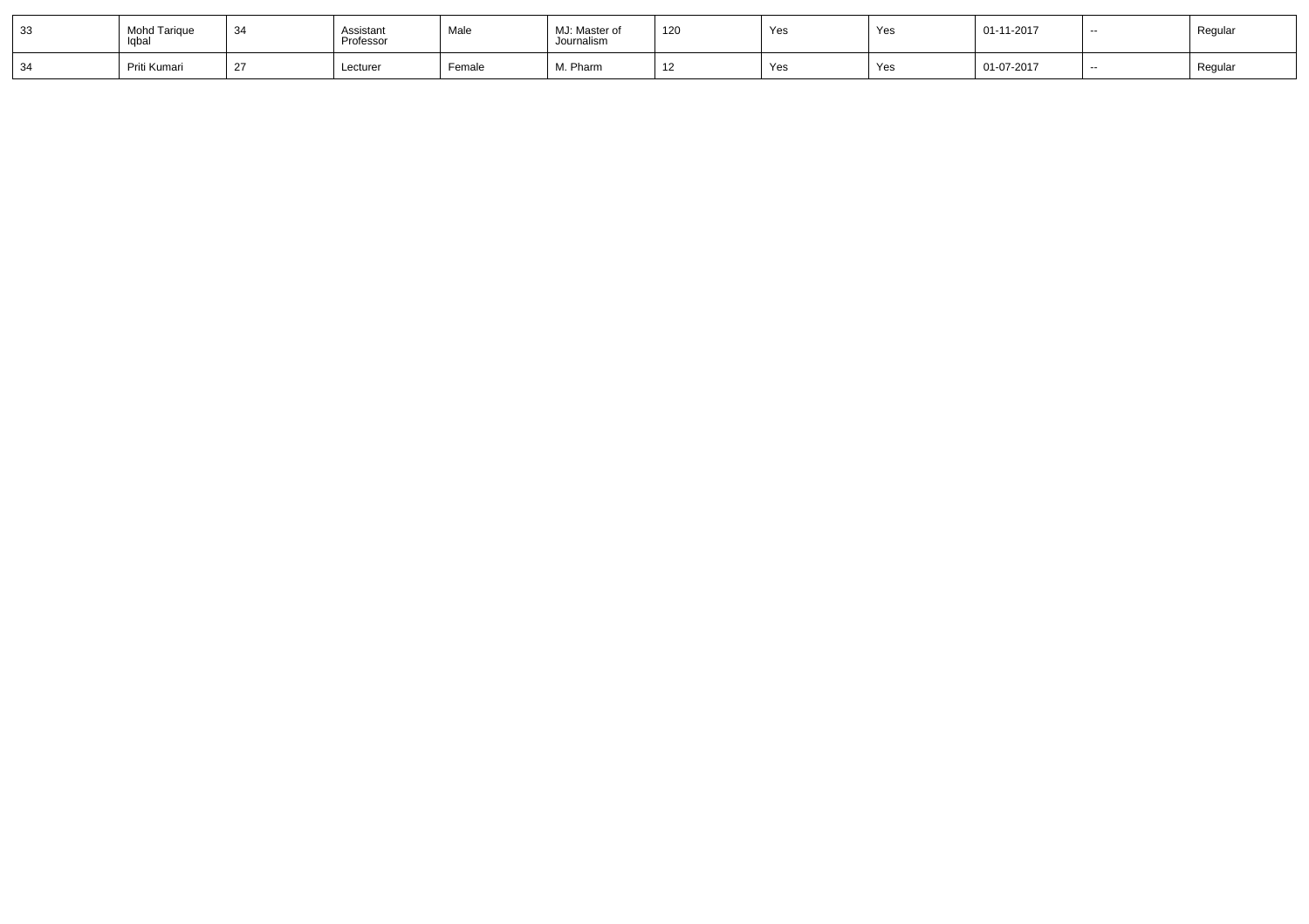| | | | | | | | | | | | |
|---|---|---|---|---|---|---|---|---|---|---|---|
| 33 | Mohd Tarique Iqbal | 34 | Assistant Professor | Male | MJ: Master of Journalism | 120 | Yes | Yes | 01-11-2017 | -- | Regular |
| 34 | Priti Kumari | 27 | Lecturer | Female | M. Pharm | 12 | Yes | Yes | 01-07-2017 | -- | Regular |